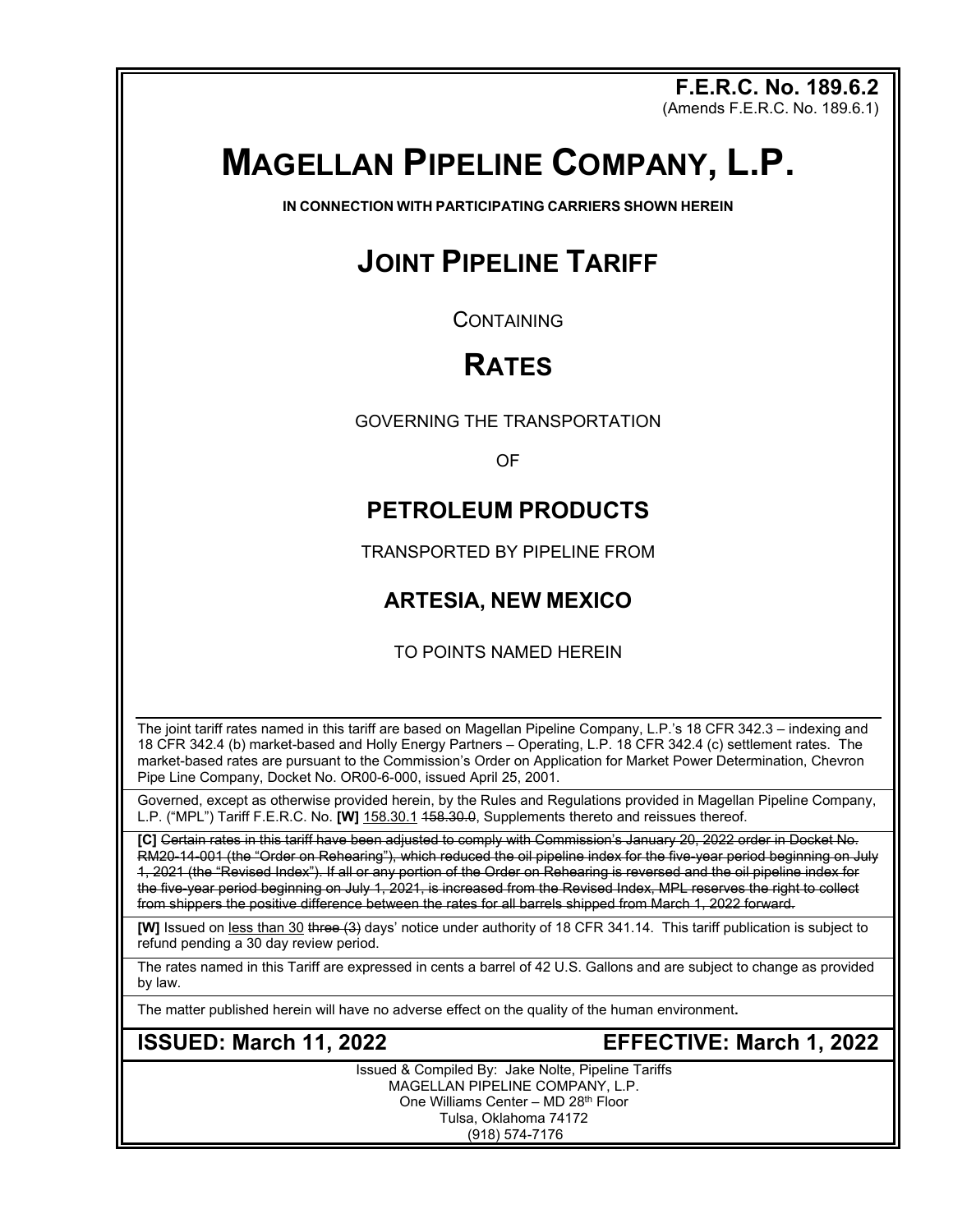**F.E.R.C. No. 189.6.2**
(Amends F.E.R.C. No. 189.6.1)

# MAGELLAN PIPELINE COMPANY, L.P.

**IN CONNECTION WITH PARTICIPATING CARRIERS SHOWN HEREIN**

## JOINT PIPELINE TARIFF

CONTAINING

## RATES

GOVERNING THE TRANSPORTATION

OF

### PETROLEUM PRODUCTS

TRANSPORTED BY PIPELINE FROM

### ARTESIA, NEW MEXICO

TO POINTS NAMED HEREIN

The joint tariff rates named in this tariff are based on Magellan Pipeline Company, L.P.'s 18 CFR 342.3 – indexing and 18 CFR 342.4 (b) market-based and Holly Energy Partners – Operating, L.P. 18 CFR 342.4 (c) settlement rates. The market-based rates are pursuant to the Commission's Order on Application for Market Power Determination, Chevron Pipe Line Company, Docket No. OR00-6-000, issued April 25, 2001.

Governed, except as otherwise provided herein, by the Rules and Regulations provided in Magellan Pipeline Company, L.P. ("MPL") Tariff F.E.R.C. No. **[W]** <u>158.30.1</u> ~~158.30.0~~, Supplements thereto and reissues thereof.

**[C]** ~~Certain rates in this tariff have been adjusted to comply with Commission's January 20, 2022 order in Docket No. RM20-14-001 (the "Order on Rehearing"), which reduced the oil pipeline index for the five-year period beginning on July 1, 2021 (the "Revised Index"). If all or any portion of the Order on Rehearing is reversed and the oil pipeline index for the five-year period beginning on July 1, 2021, is increased from the Revised Index, MPL reserves the right to collect from shippers the positive difference between the rates for all barrels shipped from March 1, 2022 forward.~~

**[W]** Issued on <u>less than 30</u> ~~three (3)~~ days' notice under authority of 18 CFR 341.14. This tariff publication is subject to refund pending a 30 day review period.

The rates named in this Tariff are expressed in cents a barrel of 42 U.S. Gallons and are subject to change as provided by law.

The matter published herein will have no adverse effect on the quality of the human environment.

**ISSUED: March 11, 2022** **EFFECTIVE: March 1, 2022**

Issued & Compiled By: Jake Nolte, Pipeline Tariffs
MAGELLAN PIPELINE COMPANY, L.P.
One Williams Center – MD 28th Floor
Tulsa, Oklahoma 74172
(918) 574-7176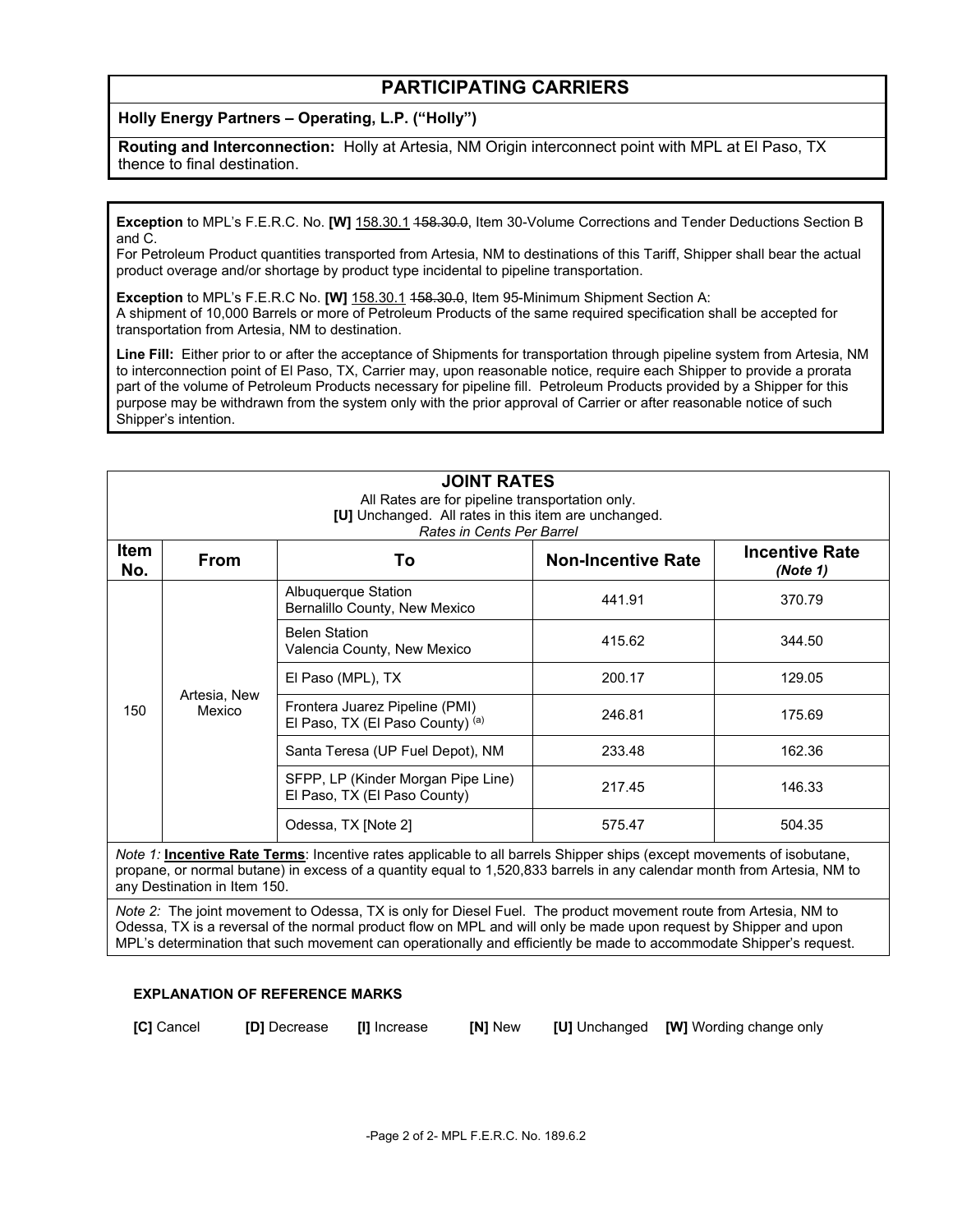## PARTICIPATING CARRIERS

**Holly Energy Partners – Operating, L.P. ("Holly")**

**Routing and Interconnection:** Holly at Artesia, NM Origin interconnect point with MPL at El Paso, TX thence to final destination.

**Exception** to MPL's F.E.R.C. No. **[W]** 158.30.1 ~~158.30.0~~, Item 30-Volume Corrections and Tender Deductions Section B and C.

For Petroleum Product quantities transported from Artesia, NM to destinations of this Tariff, Shipper shall bear the actual product overage and/or shortage by product type incidental to pipeline transportation.

**Exception** to MPL's F.E.R.C No. **[W]** 158.30.1 ~~158.30.0~~, Item 95-Minimum Shipment Section A:
A shipment of 10,000 Barrels or more of Petroleum Products of the same required specification shall be accepted for transportation from Artesia, NM to destination.

**Line Fill:** Either prior to or after the acceptance of Shipments for transportation through pipeline system from Artesia, NM to interconnection point of El Paso, TX, Carrier may, upon reasonable notice, require each Shipper to provide a prorata part of the volume of Petroleum Products necessary for pipeline fill. Petroleum Products provided by a Shipper for this purpose may be withdrawn from the system only with the prior approval of Carrier or after reasonable notice of such Shipper's intention.

## JOINT RATES

All Rates are for pipeline transportation only.
**[U]** Unchanged. All rates in this item are unchanged.
*Rates in Cents Per Barrel*

| Item No. | From | To | Non-Incentive Rate | Incentive Rate *(Note 1)* |
|---|---|---|---|---|
| 150 | Artesia, New Mexico | Albuquerque Station Bernalillo County, New Mexico | 441.91 | 370.79 |
| | | Belen Station Valencia County, New Mexico | 415.62 | 344.50 |
| | | El Paso (MPL), TX | 200.17 | 129.05 |
| | | Frontera Juarez Pipeline (PMI) El Paso, TX (El Paso County) [(a)] | 246.81 | 175.69 |
| | | Santa Teresa (UP Fuel Depot), NM | 233.48 | 162.36 |
| | | SFPP, LP (Kinder Morgan Pipe Line) El Paso, TX (El Paso County) | 217.45 | 146.33 |
| | | Odessa, TX [Note 2] | 575.47 | 504.35 |

*Note 1:* **Incentive Rate Terms**: Incentive rates applicable to all barrels Shipper ships (except movements of isobutane, propane, or normal butane) in excess of a quantity equal to 1,520,833 barrels in any calendar month from Artesia, NM to any Destination in Item 150.

*Note 2:* The joint movement to Odessa, TX is only for Diesel Fuel. The product movement route from Artesia, NM to Odessa, TX is a reversal of the normal product flow on MPL and will only be made upon request by Shipper and upon MPL's determination that such movement can operationally and efficiently be made to accommodate Shipper's request.

### EXPLANATION OF REFERENCE MARKS

**[C]** Cancel **[D]** Decrease **[I]** Increase **[N]** New **[U]** Unchanged **[W]** Wording change only